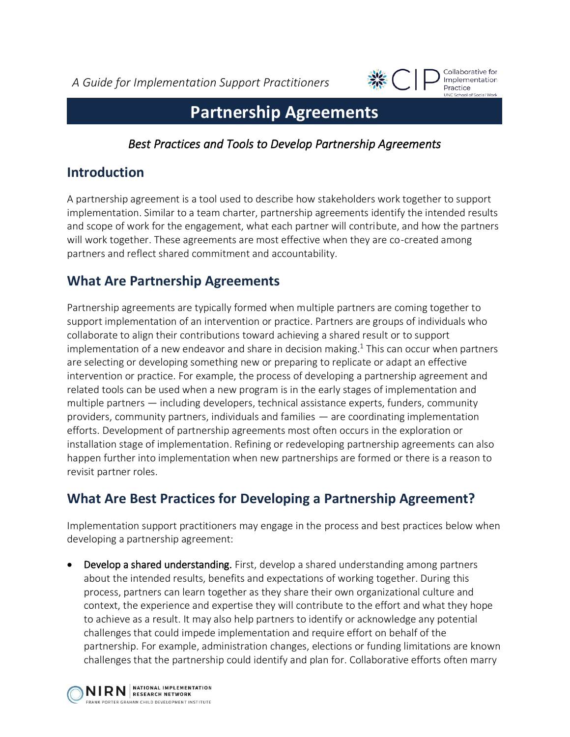*A Guide for Implementation Support Practitioners*

# Partnership Agreements

*Best Practices and Tools to Develop Partnership Agreements*

## Introduction

A partnership agreement is a tool used to describe how stakeholders work together to support implementation. Similar to a team charter, partnership agreements identify the intended results and scope of work for the engagement, what each partner will contribute, and how the partners will work together. These agreements are most effective when they are co-created among partners and reflect shared commitment and accountability.

## What Are Partnership Agreements

Partnership agreements are typically formed when multiple partners are coming together to support implementation of an intervention or practice. Partners are groups of individuals who collaborate to align their contributions toward achieving a shared result or to support implementation of a new endeavor and share in decision making.[1] This can occur when partners are selecting or developing something new or preparing to replicate or adapt an effective intervention or practice. For example, the process of developing a partnership agreement and related tools can be used when a new program is in the early stages of implementation and multiple partners — including developers, technical assistance experts, funders, community providers, community partners, individuals and families — are coordinating implementation efforts. Development of partnership agreements most often occurs in the exploration or installation stage of implementation. Refining or redeveloping partnership agreements can also happen further into implementation when new partnerships are formed or there is a reason to revisit partner roles.

## What Are Best Practices for Developing a Partnership Agreement?

Implementation support practitioners may engage in the process and best practices below when developing a partnership agreement:

- **Develop a shared understanding.** First, develop a shared understanding among partners about the intended results, benefits and expectations of working together. During this process, partners can learn together as they share their own organizational culture and context, the experience and expertise they will contribute to the effort and what they hope to achieve as a result. It may also help partners to identify or acknowledge any potential challenges that could impede implementation and require effort on behalf of the partnership. For example, administration changes, elections or funding limitations are known challenges that the partnership could identify and plan for. Collaborative efforts often marry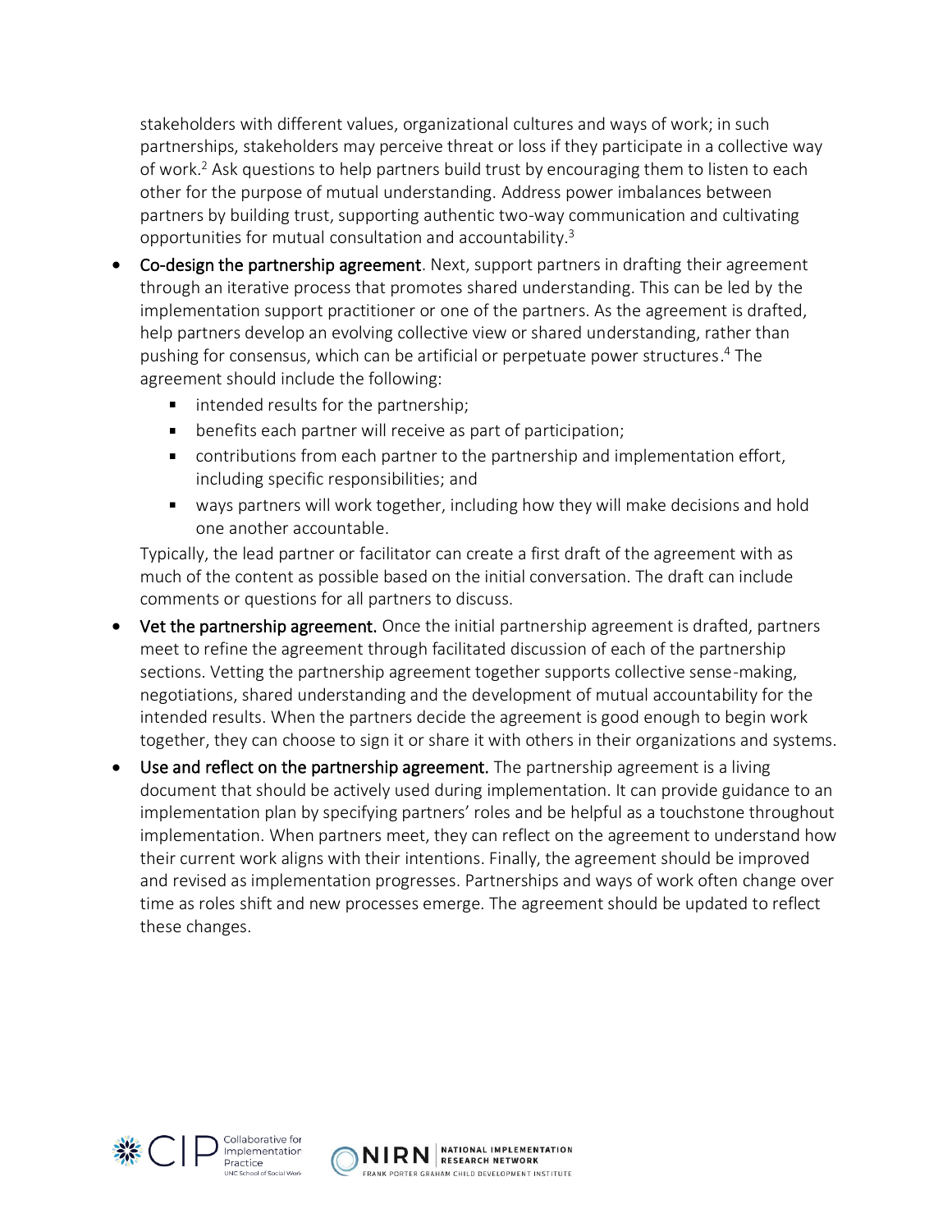stakeholders with different values, organizational cultures and ways of work; in such partnerships, stakeholders may perceive threat or loss if they participate in a collective way of work.[2] Ask questions to help partners build trust by encouraging them to listen to each other for the purpose of mutual understanding. Address power imbalances between partners by building trust, supporting authentic two-way communication and cultivating opportunities for mutual consultation and accountability.[3]

- **Co-design the partnership agreement**. Next, support partners in drafting their agreement through an iterative process that promotes shared understanding. This can be led by the implementation support practitioner or one of the partners. As the agreement is drafted, help partners develop an evolving collective view or shared understanding, rather than pushing for consensus, which can be artificial or perpetuate power structures.[4] The agreement should include the following:
  - intended results for the partnership;
  - benefits each partner will receive as part of participation;
  - contributions from each partner to the partnership and implementation effort, including specific responsibilities; and
  - ways partners will work together, including how they will make decisions and hold one another accountable.

  Typically, the lead partner or facilitator can create a first draft of the agreement with as much of the content as possible based on the initial conversation. The draft can include comments or questions for all partners to discuss.
- **Vet the partnership agreement.** Once the initial partnership agreement is drafted, partners meet to refine the agreement through facilitated discussion of each of the partnership sections. Vetting the partnership agreement together supports collective sense-making, negotiations, shared understanding and the development of mutual accountability for the intended results. When the partners decide the agreement is good enough to begin work together, they can choose to sign it or share it with others in their organizations and systems.
- **Use and reflect on the partnership agreement.** The partnership agreement is a living document that should be actively used during implementation. It can provide guidance to an implementation plan by specifying partners' roles and be helpful as a touchstone throughout implementation. When partners meet, they can reflect on the agreement to understand how their current work aligns with their intentions. Finally, the agreement should be improved and revised as implementation progresses. Partnerships and ways of work often change over time as roles shift and new processes emerge. The agreement should be updated to reflect these changes.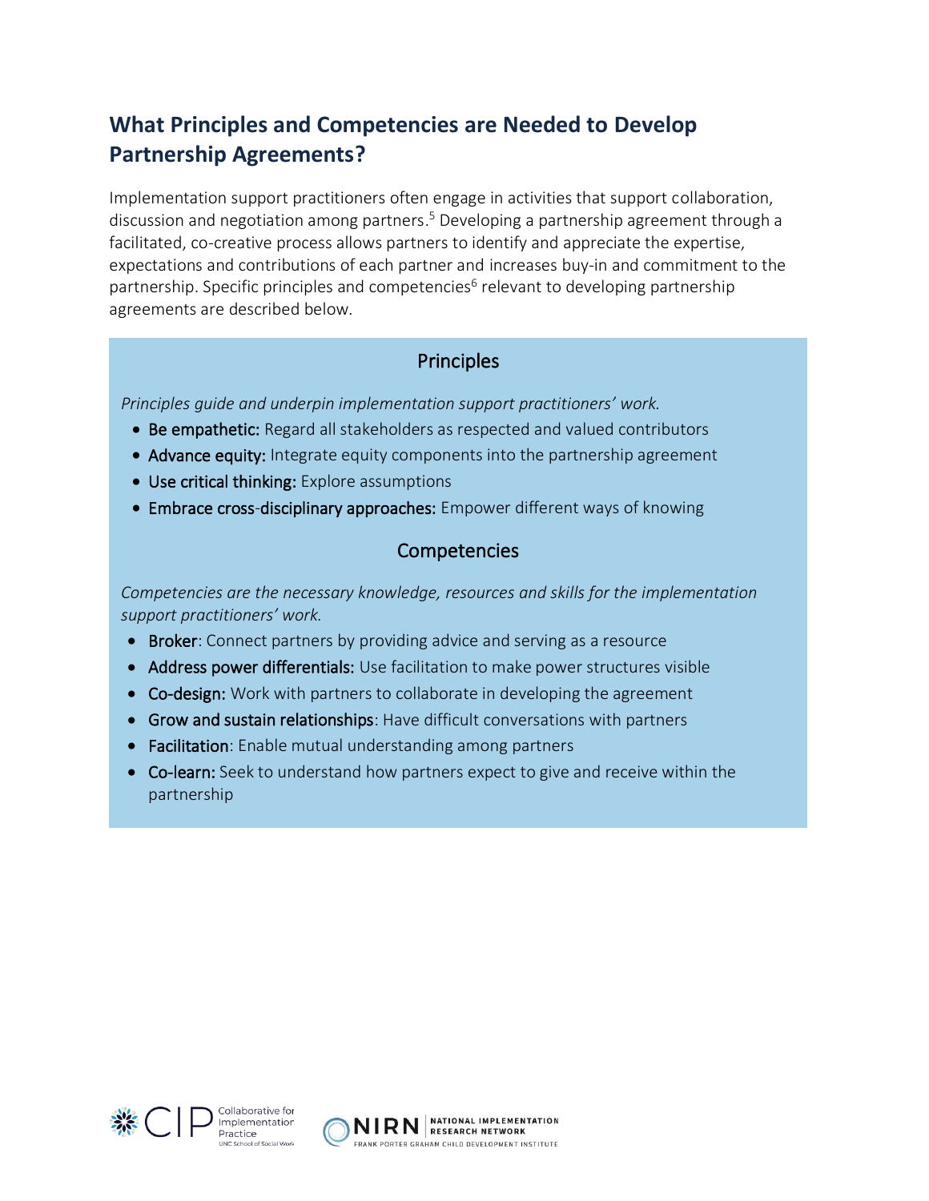## What Principles and Competencies are Needed to Develop Partnership Agreements?

Implementation support practitioners often engage in activities that support collaboration, discussion and negotiation among partners.[5] Developing a partnership agreement through a facilitated, co-creative process allows partners to identify and appreciate the expertise, expectations and contributions of each partner and increases buy-in and commitment to the partnership. Specific principles and competencies[6] relevant to developing partnership agreements are described below.

### Principles

*Principles guide and underpin implementation support practitioners' work.*

- **Be empathetic:** Regard all stakeholders as respected and valued contributors
- **Advance equity:** Integrate equity components into the partnership agreement
- **Use critical thinking:** Explore assumptions
- **Embrace cross-disciplinary approaches:** Empower different ways of knowing

### Competencies

*Competencies are the necessary knowledge, resources and skills for the implementation support practitioners' work.*

- **Broker**: Connect partners by providing advice and serving as a resource
- **Address power differentials:** Use facilitation to make power structures visible
- **Co-design:** Work with partners to collaborate in developing the agreement
- **Grow and sustain relationships**: Have difficult conversations with partners
- **Facilitation**: Enable mutual understanding among partners
- **Co-learn:** Seek to understand how partners expect to give and receive within the partnership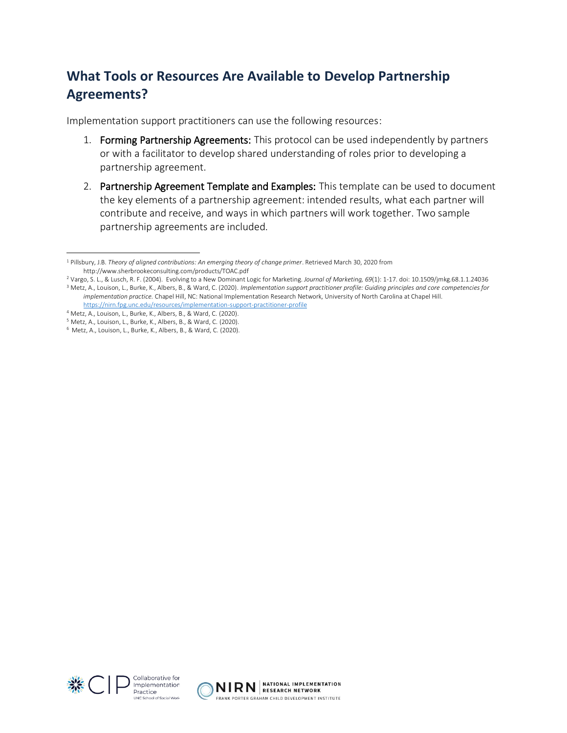## What Tools or Resources Are Available to Develop Partnership Agreements?

Implementation support practitioners can use the following resources:

1. **Forming Partnership Agreements:** This protocol can be used independently by partners or with a facilitator to develop shared understanding of roles prior to developing a partnership agreement.
2. **Partnership Agreement Template and Examples:** This template can be used to document the key elements of a partnership agreement: intended results, what each partner will contribute and receive, and ways in which partners will work together. Two sample partnership agreements are included.

---

[1] Pillsbury, J.B. *Theory of aligned contributions: An emerging theory of change primer*. Retrieved March 30, 2020 from http://www.sherbrookeconsulting.com/products/TOAC.pdf

[2] Vargo, S. L., & Lusch, R. F. (2004). Evolving to a New Dominant Logic for Marketing. *Journal of Marketing, 69*(1): 1-17. doi: 10.1509/jmkg.68.1.1.24036

[3] Metz, A., Louison, L., Burke, K., Albers, B., & Ward, C. (2020). *Implementation support practitioner profile: Guiding principles and core competencies for implementation practice.* Chapel Hill, NC: National Implementation Research Network, University of North Carolina at Chapel Hill. https://nirn.fpg.unc.edu/resources/implementation-support-practitioner-profile

[4] Metz, A., Louison, L., Burke, K., Albers, B., & Ward, C. (2020).

[5] Metz, A., Louison, L., Burke, K., Albers, B., & Ward, C. (2020).

[6] Metz, A., Louison, L., Burke, K., Albers, B., & Ward, C. (2020).